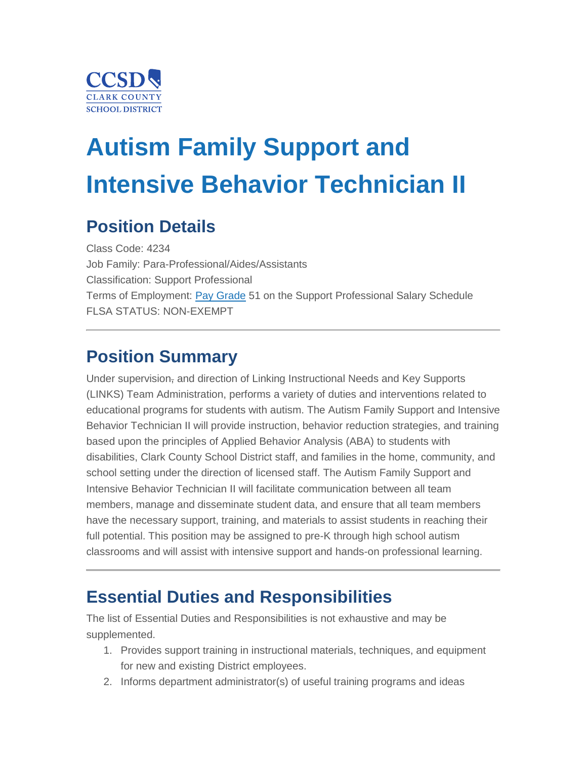CCSD
CLARK COUNTY
SCHOOL DISTRICT

# Autism Family Support and Intensive Behavior Technician II

## Position Details

Class Code: 4234
Job Family: Para-Professional/Aides/Assistants
Classification: Support Professional
Terms of Employment: Pay Grade 51 on the Support Professional Salary Schedule
FLSA STATUS: NON-EXEMPT

---

## Position Summary

Under supervision, and direction of Linking Instructional Needs and Key Supports (LINKS) Team Administration, performs a variety of duties and interventions related to educational programs for students with autism. The Autism Family Support and Intensive Behavior Technician II will provide instruction, behavior reduction strategies, and training based upon the principles of Applied Behavior Analysis (ABA) to students with disabilities, Clark County School District staff, and families in the home, community, and school setting under the direction of licensed staff. The Autism Family Support and Intensive Behavior Technician II will facilitate communication between all team members, manage and disseminate student data, and ensure that all team members have the necessary support, training, and materials to assist students in reaching their full potential. This position may be assigned to pre-K through high school autism classrooms and will assist with intensive support and hands-on professional learning.

---

## Essential Duties and Responsibilities

The list of Essential Duties and Responsibilities is not exhaustive and may be supplemented.

1. Provides support training in instructional materials, techniques, and equipment for new and existing District employees.
2. Informs department administrator(s) of useful training programs and ideas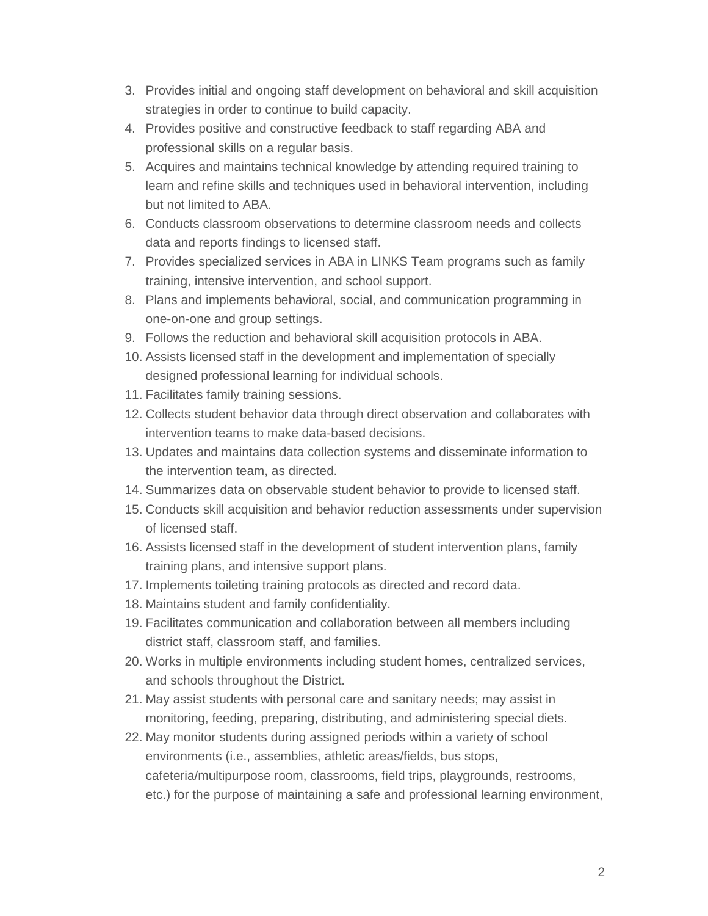3. Provides initial and ongoing staff development on behavioral and skill acquisition strategies in order to continue to build capacity.
4. Provides positive and constructive feedback to staff regarding ABA and professional skills on a regular basis.
5. Acquires and maintains technical knowledge by attending required training to learn and refine skills and techniques used in behavioral intervention, including but not limited to ABA.
6. Conducts classroom observations to determine classroom needs and collects data and reports findings to licensed staff.
7. Provides specialized services in ABA in LINKS Team programs such as family training, intensive intervention, and school support.
8. Plans and implements behavioral, social, and communication programming in one-on-one and group settings.
9. Follows the reduction and behavioral skill acquisition protocols in ABA.
10. Assists licensed staff in the development and implementation of specially designed professional learning for individual schools.
11. Facilitates family training sessions.
12. Collects student behavior data through direct observation and collaborates with intervention teams to make data-based decisions.
13. Updates and maintains data collection systems and disseminate information to the intervention team, as directed.
14. Summarizes data on observable student behavior to provide to licensed staff.
15. Conducts skill acquisition and behavior reduction assessments under supervision of licensed staff.
16. Assists licensed staff in the development of student intervention plans, family training plans, and intensive support plans.
17. Implements toileting training protocols as directed and record data.
18. Maintains student and family confidentiality.
19. Facilitates communication and collaboration between all members including district staff, classroom staff, and families.
20. Works in multiple environments including student homes, centralized services, and schools throughout the District.
21. May assist students with personal care and sanitary needs; may assist in monitoring, feeding, preparing, distributing, and administering special diets.
22. May monitor students during assigned periods within a variety of school environments (i.e., assemblies, athletic areas/fields, bus stops, cafeteria/multipurpose room, classrooms, field trips, playgrounds, restrooms, etc.) for the purpose of maintaining a safe and professional learning environment,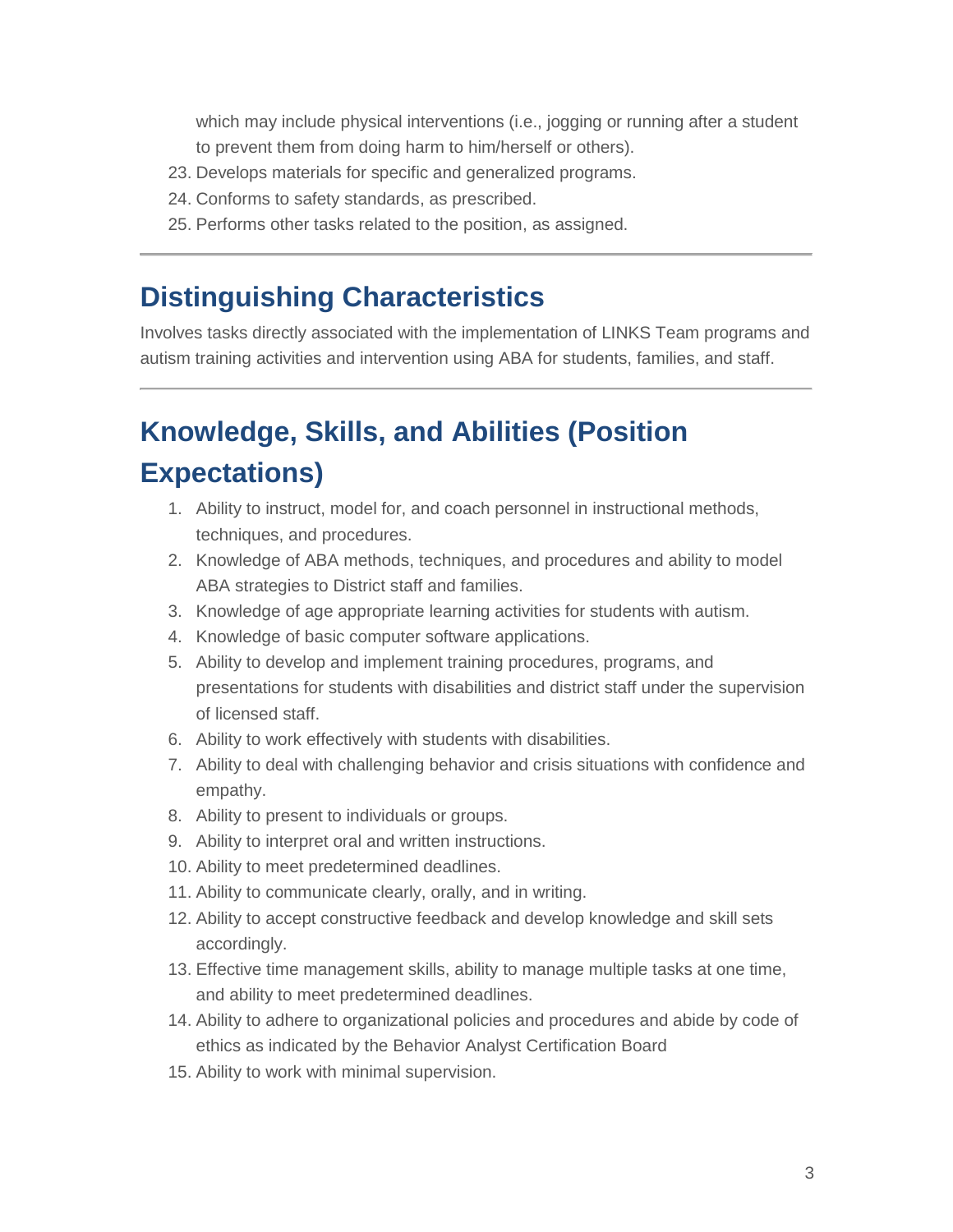which may include physical interventions (i.e., jogging or running after a student to prevent them from doing harm to him/herself or others).

23. Develops materials for specific and generalized programs.
24. Conforms to safety standards, as prescribed.
25. Performs other tasks related to the position, as assigned.

---

## Distinguishing Characteristics

Involves tasks directly associated with the implementation of LINKS Team programs and autism training activities and intervention using ABA for students, families, and staff.

---

## Knowledge, Skills, and Abilities (Position Expectations)

1. Ability to instruct, model for, and coach personnel in instructional methods, techniques, and procedures.
2. Knowledge of ABA methods, techniques, and procedures and ability to model ABA strategies to District staff and families.
3. Knowledge of age appropriate learning activities for students with autism.
4. Knowledge of basic computer software applications.
5. Ability to develop and implement training procedures, programs, and presentations for students with disabilities and district staff under the supervision of licensed staff.
6. Ability to work effectively with students with disabilities.
7. Ability to deal with challenging behavior and crisis situations with confidence and empathy.
8. Ability to present to individuals or groups.
9. Ability to interpret oral and written instructions.
10. Ability to meet predetermined deadlines.
11. Ability to communicate clearly, orally, and in writing.
12. Ability to accept constructive feedback and develop knowledge and skill sets accordingly.
13. Effective time management skills, ability to manage multiple tasks at one time, and ability to meet predetermined deadlines.
14. Ability to adhere to organizational policies and procedures and abide by code of ethics as indicated by the Behavior Analyst Certification Board
15. Ability to work with minimal supervision.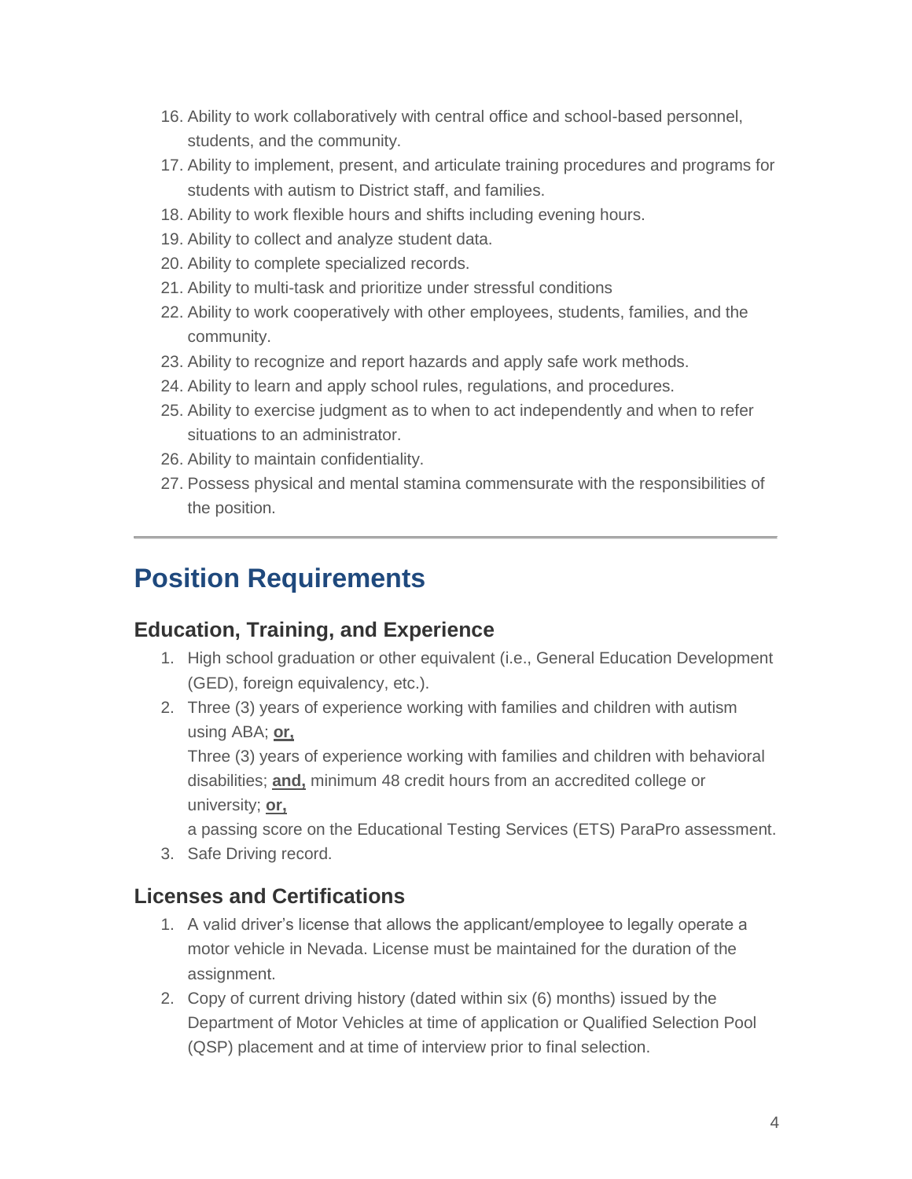16. Ability to work collaboratively with central office and school-based personnel, students, and the community.
17. Ability to implement, present, and articulate training procedures and programs for students with autism to District staff, and families.
18. Ability to work flexible hours and shifts including evening hours.
19. Ability to collect and analyze student data.
20. Ability to complete specialized records.
21. Ability to multi-task and prioritize under stressful conditions
22. Ability to work cooperatively with other employees, students, families, and the community.
23. Ability to recognize and report hazards and apply safe work methods.
24. Ability to learn and apply school rules, regulations, and procedures.
25. Ability to exercise judgment as to when to act independently and when to refer situations to an administrator.
26. Ability to maintain confidentiality.
27. Possess physical and mental stamina commensurate with the responsibilities of the position.

---

# Position Requirements

## Education, Training, and Experience

1. High school graduation or other equivalent (i.e., General Education Development (GED), foreign equivalency, etc.).
2. Three (3) years of experience working with families and children with autism using ABA; **or,**

   Three (3) years of experience working with families and children with behavioral disabilities; **and,** minimum 48 credit hours from an accredited college or university; **or,**

   a passing score on the Educational Testing Services (ETS) ParaPro assessment.
3. Safe Driving record.

## Licenses and Certifications

1. A valid driver's license that allows the applicant/employee to legally operate a motor vehicle in Nevada. License must be maintained for the duration of the assignment.
2. Copy of current driving history (dated within six (6) months) issued by the Department of Motor Vehicles at time of application or Qualified Selection Pool (QSP) placement and at time of interview prior to final selection.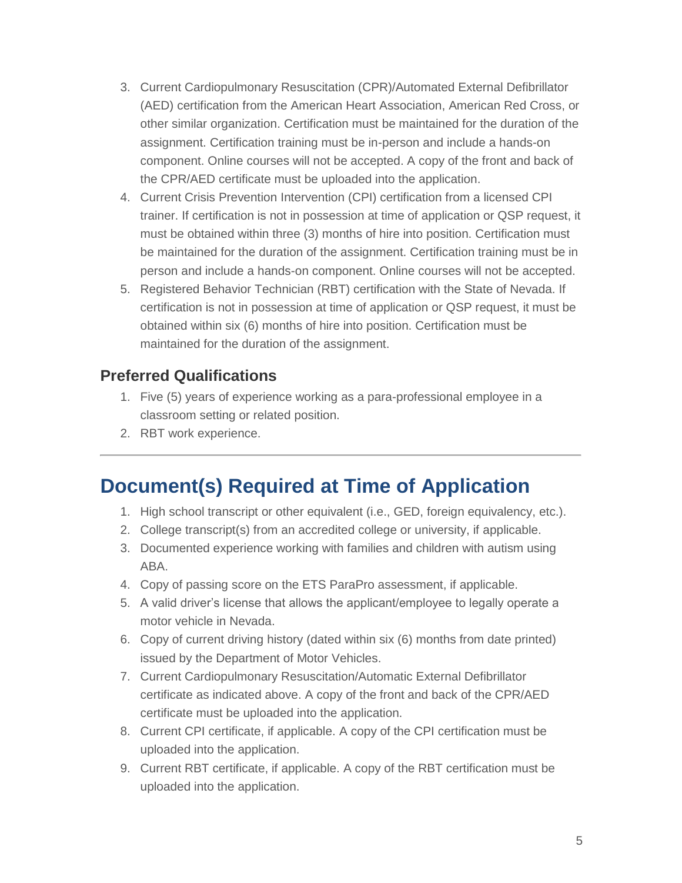3. Current Cardiopulmonary Resuscitation (CPR)/Automated External Defibrillator (AED) certification from the American Heart Association, American Red Cross, or other similar organization. Certification must be maintained for the duration of the assignment. Certification training must be in-person and include a hands-on component. Online courses will not be accepted. A copy of the front and back of the CPR/AED certificate must be uploaded into the application.
4. Current Crisis Prevention Intervention (CPI) certification from a licensed CPI trainer. If certification is not in possession at time of application or QSP request, it must be obtained within three (3) months of hire into position. Certification must be maintained for the duration of the assignment. Certification training must be in person and include a hands-on component. Online courses will not be accepted.
5. Registered Behavior Technician (RBT) certification with the State of Nevada. If certification is not in possession at time of application or QSP request, it must be obtained within six (6) months of hire into position. Certification must be maintained for the duration of the assignment.

### Preferred Qualifications

1. Five (5) years of experience working as a para-professional employee in a classroom setting or related position.
2. RBT work experience.

---

## Document(s) Required at Time of Application

1. High school transcript or other equivalent (i.e., GED, foreign equivalency, etc.).
2. College transcript(s) from an accredited college or university, if applicable.
3. Documented experience working with families and children with autism using ABA.
4. Copy of passing score on the ETS ParaPro assessment, if applicable.
5. A valid driver's license that allows the applicant/employee to legally operate a motor vehicle in Nevada.
6. Copy of current driving history (dated within six (6) months from date printed) issued by the Department of Motor Vehicles.
7. Current Cardiopulmonary Resuscitation/Automatic External Defibrillator certificate as indicated above. A copy of the front and back of the CPR/AED certificate must be uploaded into the application.
8. Current CPI certificate, if applicable. A copy of the CPI certification must be uploaded into the application.
9. Current RBT certificate, if applicable. A copy of the RBT certification must be uploaded into the application.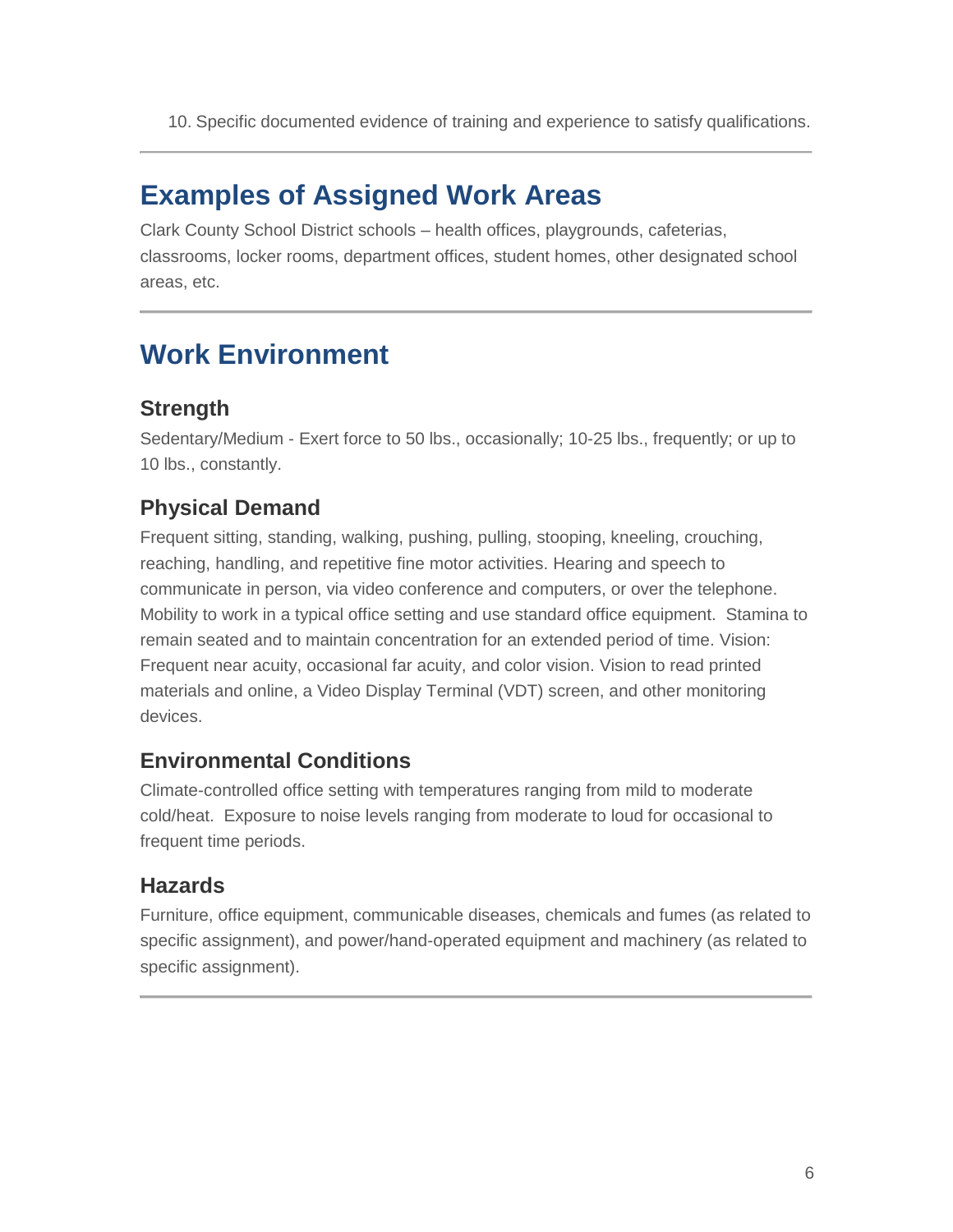10. Specific documented evidence of training and experience to satisfy qualifications.

---

## Examples of Assigned Work Areas

Clark County School District schools – health offices, playgrounds, cafeterias, classrooms, locker rooms, department offices, student homes, other designated school areas, etc.

---

## Work Environment

### Strength

Sedentary/Medium - Exert force to 50 lbs., occasionally; 10-25 lbs., frequently; or up to 10 lbs., constantly.

### Physical Demand

Frequent sitting, standing, walking, pushing, pulling, stooping, kneeling, crouching, reaching, handling, and repetitive fine motor activities. Hearing and speech to communicate in person, via video conference and computers, or over the telephone. Mobility to work in a typical office setting and use standard office equipment. Stamina to remain seated and to maintain concentration for an extended period of time. Vision: Frequent near acuity, occasional far acuity, and color vision. Vision to read printed materials and online, a Video Display Terminal (VDT) screen, and other monitoring devices.

### Environmental Conditions

Climate-controlled office setting with temperatures ranging from mild to moderate cold/heat. Exposure to noise levels ranging from moderate to loud for occasional to frequent time periods.

### Hazards

Furniture, office equipment, communicable diseases, chemicals and fumes (as related to specific assignment), and power/hand-operated equipment and machinery (as related to specific assignment).

---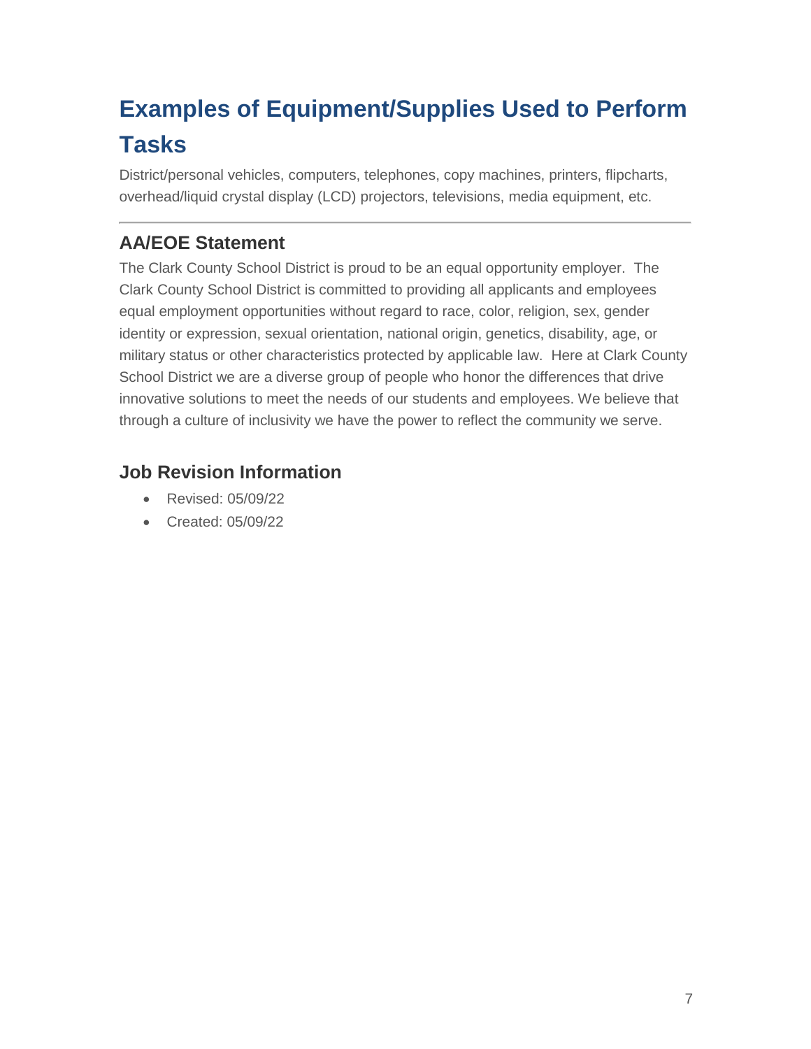# Examples of Equipment/Supplies Used to Perform Tasks

District/personal vehicles, computers, telephones, copy machines, printers, flipcharts, overhead/liquid crystal display (LCD) projectors, televisions, media equipment, etc.

---

## AA/EOE Statement

The Clark County School District is proud to be an equal opportunity employer. The Clark County School District is committed to providing all applicants and employees equal employment opportunities without regard to race, color, religion, sex, gender identity or expression, sexual orientation, national origin, genetics, disability, age, or military status or other characteristics protected by applicable law. Here at Clark County School District we are a diverse group of people who honor the differences that drive innovative solutions to meet the needs of our students and employees. We believe that through a culture of inclusivity we have the power to reflect the community we serve.

## Job Revision Information

- Revised: 05/09/22
- Created: 05/09/22